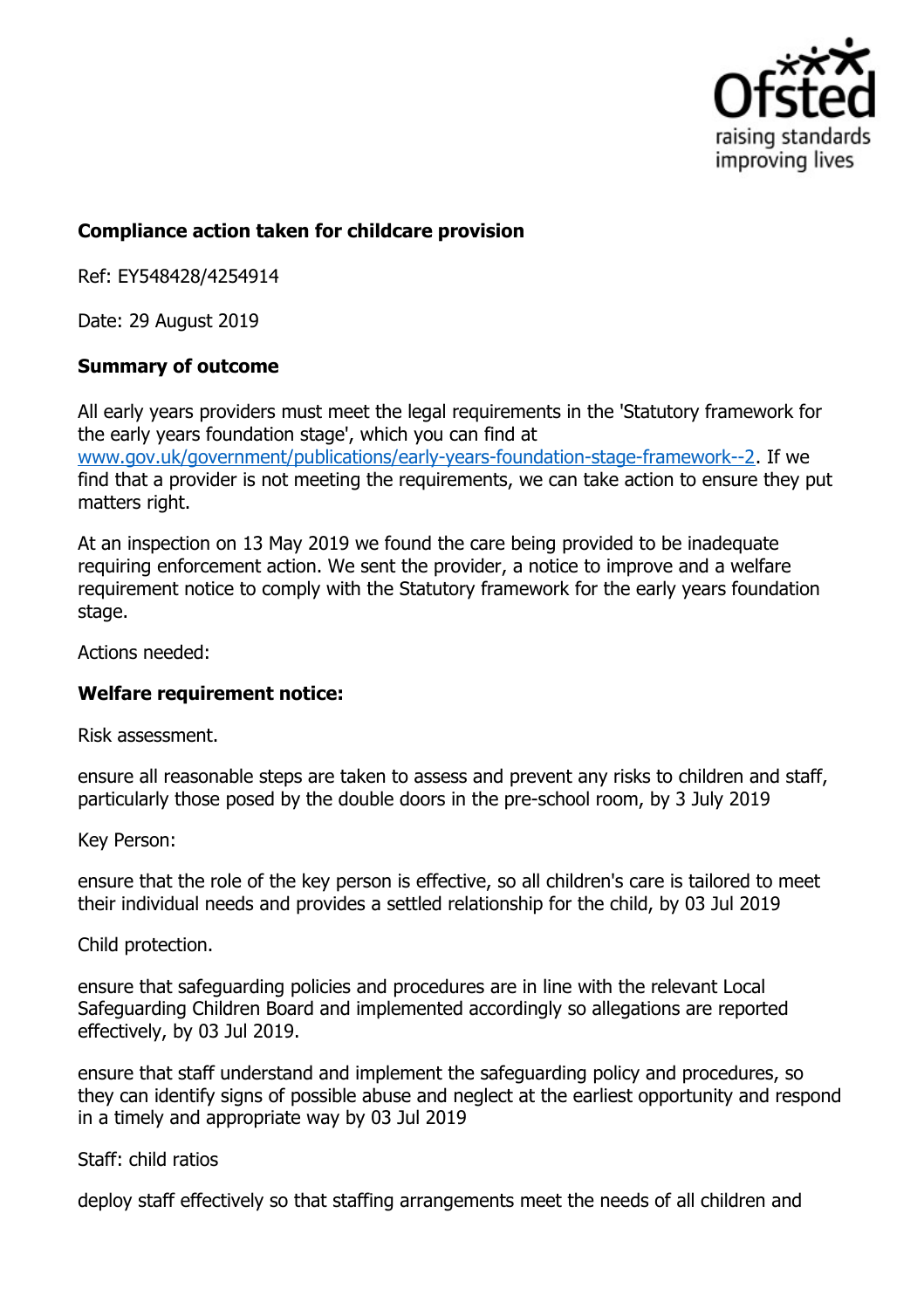**Compliance action taken for childcare provision**

Ref: EY548428/4254914

Date: 29 August 2019

**Summary of outcome**

All early years providers must meet the legal requirements in the 'Statutory framework for the early years foundation stage', which you can find at [www.gov.uk/government/publications/early-years-foundation-stage-framework--2](www.gov.uk/government/publications/early-years-foundation-stage-framework--2). If we find that a provider is not meeting the requirements, we can take action to ensure they put matters right.

At an inspection on 13 May 2019 we found the care being provided to be inadequate requiring enforcement action. We sent the provider, a notice to improve and a welfare requirement notice to comply with the Statutory framework for the early years foundation stage.

Actions needed:

**Welfare requirement notice:**

Risk assessment.

ensure all reasonable steps are taken to assess and prevent any risks to children and staff, particularly those posed by the double doors in the pre-school room, by 3 July 2019

Key Person:

ensure that the role of the key person is effective, so all children's care is tailored to meet their individual needs and provides a settled relationship for the child, by 03 Jul 2019

Child protection.

ensure that safeguarding policies and procedures are in line with the relevant Local Safeguarding Children Board and implemented accordingly so allegations are reported effectively, by 03 Jul 2019.

ensure that staff understand and implement the safeguarding policy and procedures, so they can identify signs of possible abuse and neglect at the earliest opportunity and respond in a timely and appropriate way by 03 Jul 2019

Staff: child ratios

deploy staff effectively so that staffing arrangements meet the needs of all children and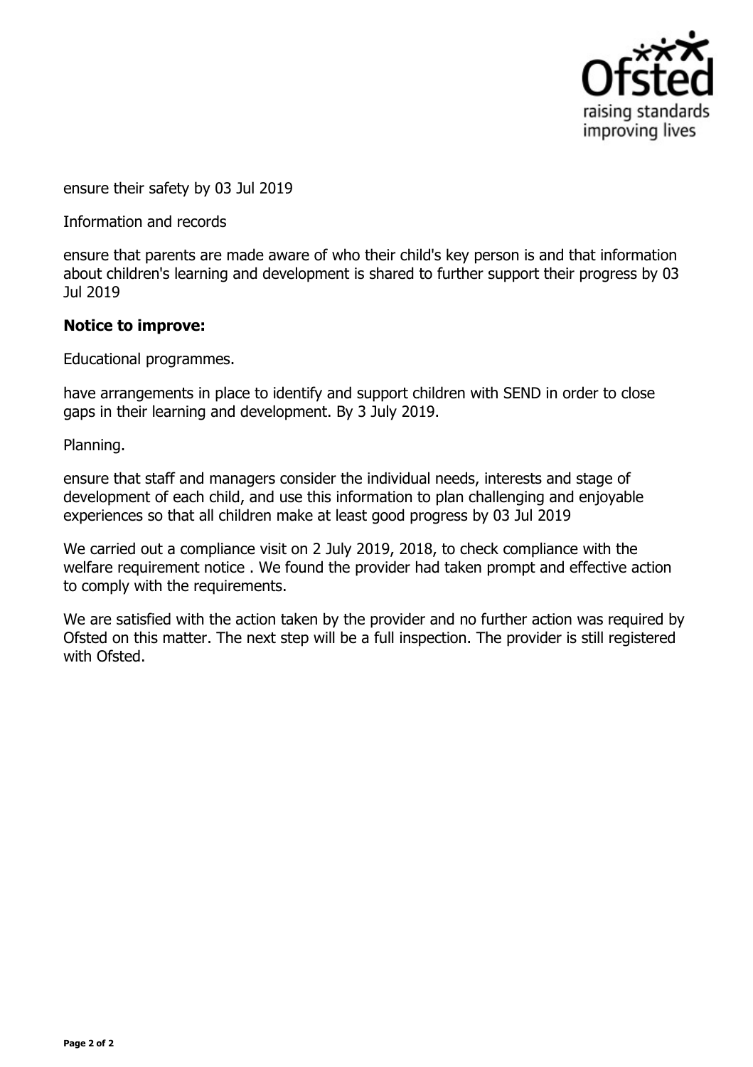ensure their safety by 03 Jul 2019

Information and records

ensure that parents are made aware of who their child's key person is and that information about children's learning and development is shared to further support their progress by 03 Jul 2019

**Notice to improve:**

Educational programmes.

have arrangements in place to identify and support children with SEND in order to close gaps in their learning and development. By 3 July 2019.

Planning.

ensure that staff and managers consider the individual needs, interests and stage of development of each child, and use this information to plan challenging and enjoyable experiences so that all children make at least good progress by 03 Jul 2019

We carried out a compliance visit on 2 July 2019, 2018, to check compliance with the welfare requirement notice . We found the provider had taken prompt and effective action to comply with the requirements.

We are satisfied with the action taken by the provider and no further action was required by Ofsted on this matter. The next step will be a full inspection. The provider is still registered with Ofsted.